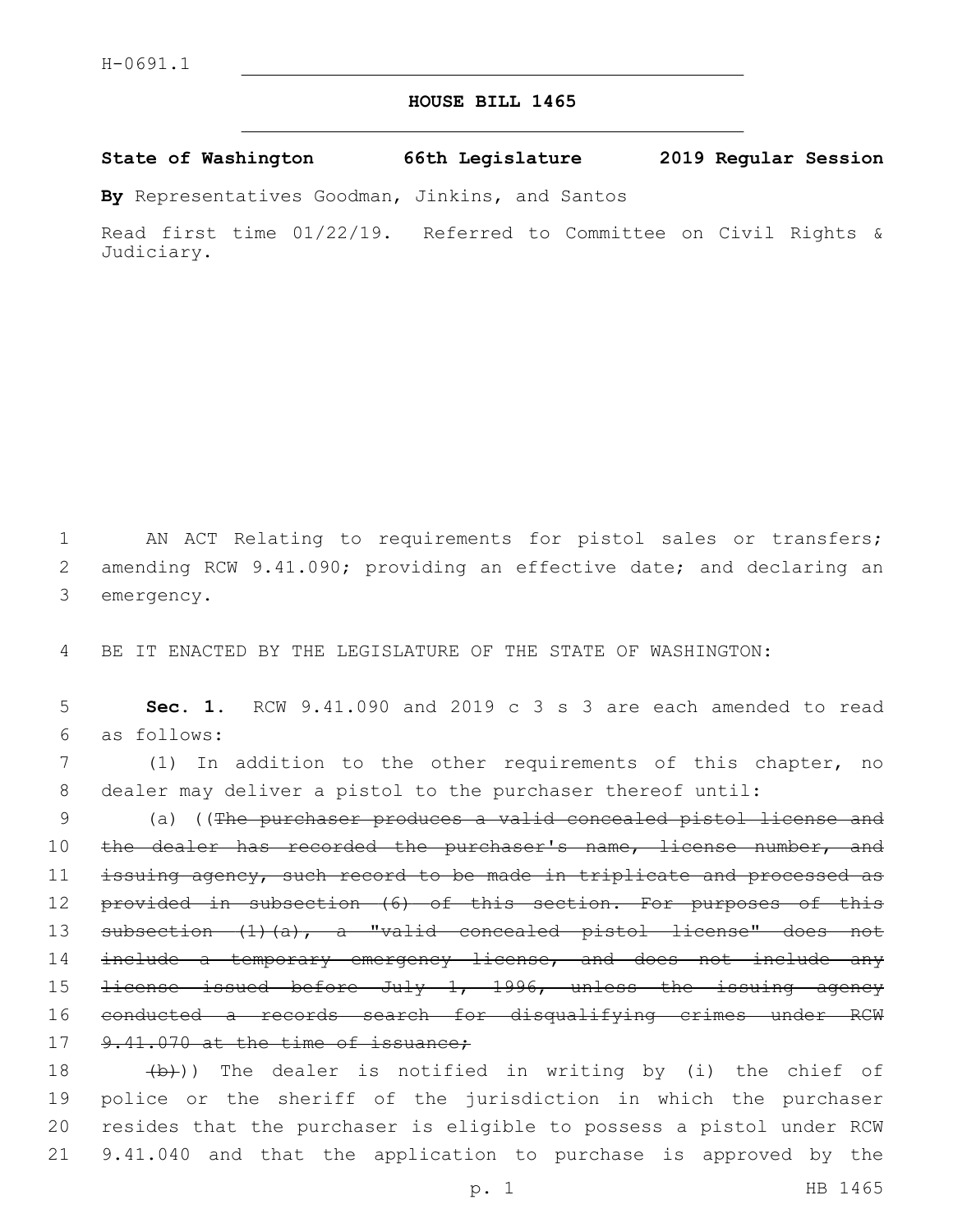H-0691.1

# HOUSE BILL 1465

**State of Washington 66th Legislature 2019 Regular Session**

**By** Representatives Goodman, Jinkins, and Santos

Read first time 01/22/19. Referred to Committee on Civil Rights & Judiciary.

AN ACT Relating to requirements for pistol sales or transfers; amending RCW 9.41.090; providing an effective date; and declaring an emergency.

BE IT ENACTED BY THE LEGISLATURE OF THE STATE OF WASHINGTON:

**Sec. 1.** RCW 9.41.090 and 2019 c 3 s 3 are each amended to read as follows:

(1) In addition to the other requirements of this chapter, no dealer may deliver a pistol to the purchaser thereof until:

(a) ((~~The purchaser produces a valid concealed pistol license and the dealer has recorded the purchaser's name, license number, and issuing agency, such record to be made in triplicate and processed as provided in subsection (6) of this section. For purposes of this subsection (1)(a), a "valid concealed pistol license" does not include a temporary emergency license, and does not include any license issued before July 1, 1996, unless the issuing agency conducted a records search for disqualifying crimes under RCW 9.41.070 at the time of issuance;~~

~~(b)~~)) The dealer is notified in writing by (i) the chief of police or the sheriff of the jurisdiction in which the purchaser resides that the purchaser is eligible to possess a pistol under RCW 9.41.040 and that the application to purchase is approved by the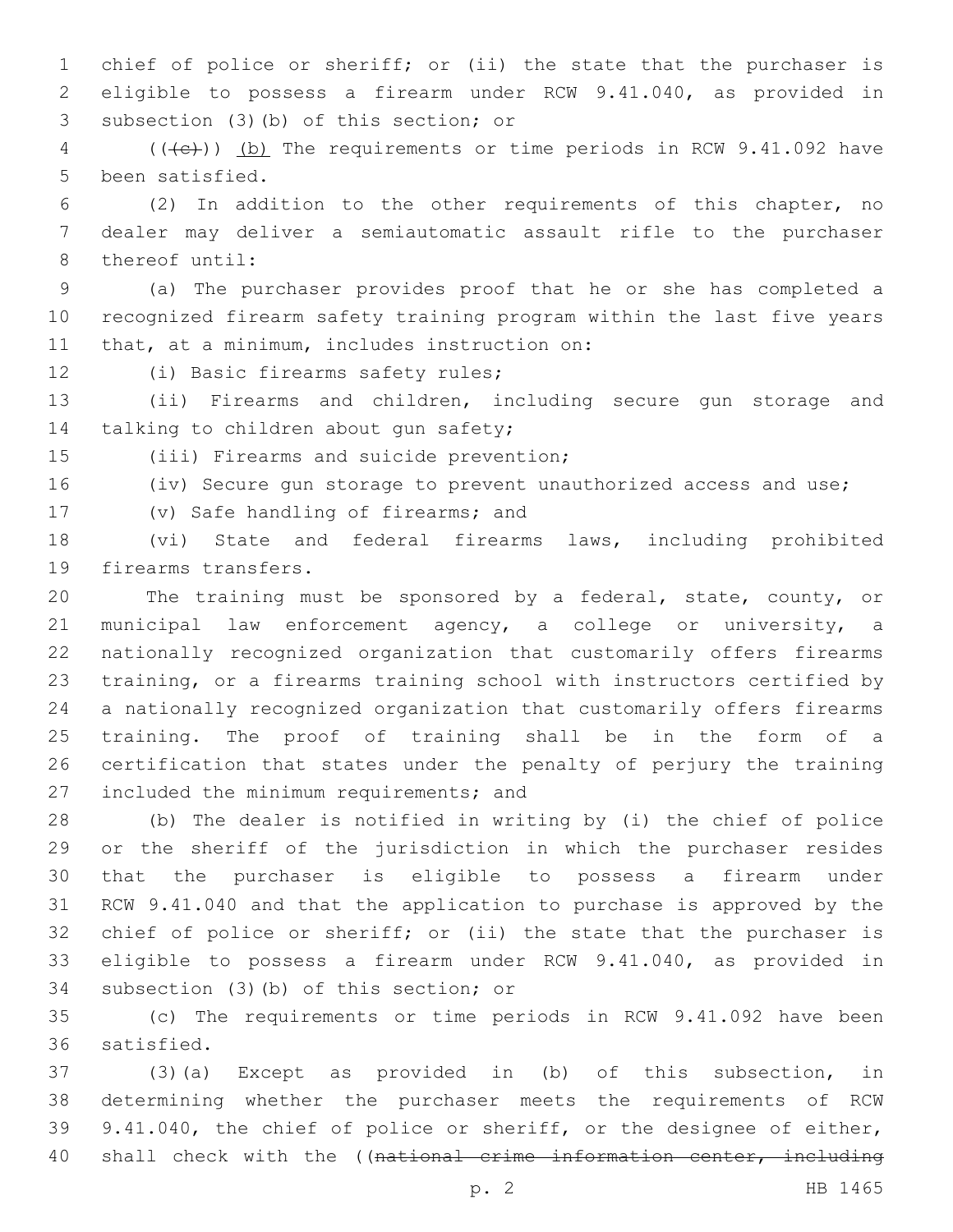chief of police or sheriff; or (ii) the state that the purchaser is eligible to possess a firearm under RCW 9.41.040, as provided in subsection (3)(b) of this section; or

((~~(c)~~)) (b) The requirements or time periods in RCW 9.41.092 have been satisfied.

(2) In addition to the other requirements of this chapter, no dealer may deliver a semiautomatic assault rifle to the purchaser thereof until:

(a) The purchaser provides proof that he or she has completed a recognized firearm safety training program within the last five years that, at a minimum, includes instruction on:

(i) Basic firearms safety rules;

(ii) Firearms and children, including secure gun storage and talking to children about gun safety;

(iii) Firearms and suicide prevention;

(iv) Secure gun storage to prevent unauthorized access and use;

(v) Safe handling of firearms; and

(vi) State and federal firearms laws, including prohibited firearms transfers.

The training must be sponsored by a federal, state, county, or municipal law enforcement agency, a college or university, a nationally recognized organization that customarily offers firearms training, or a firearms training school with instructors certified by a nationally recognized organization that customarily offers firearms training. The proof of training shall be in the form of a certification that states under the penalty of perjury the training included the minimum requirements; and

(b) The dealer is notified in writing by (i) the chief of police or the sheriff of the jurisdiction in which the purchaser resides that the purchaser is eligible to possess a firearm under RCW 9.41.040 and that the application to purchase is approved by the chief of police or sheriff; or (ii) the state that the purchaser is eligible to possess a firearm under RCW 9.41.040, as provided in subsection (3)(b) of this section; or

(c) The requirements or time periods in RCW 9.41.092 have been satisfied.

(3)(a) Except as provided in (b) of this subsection, in determining whether the purchaser meets the requirements of RCW 9.41.040, the chief of police or sheriff, or the designee of either, shall check with the ((~~national crime information center, including~~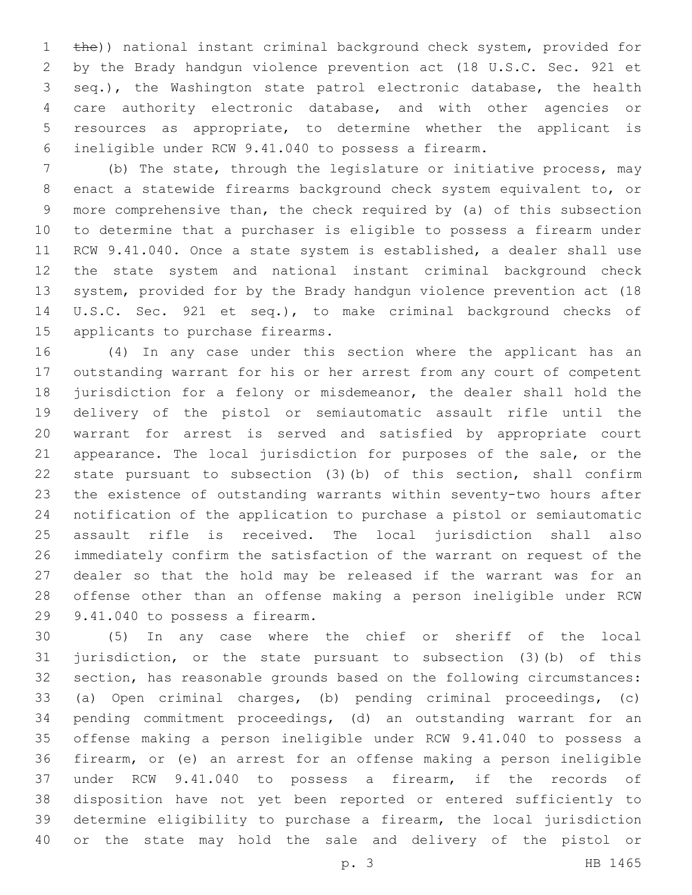~~the~~)) national instant criminal background check system, provided for by the Brady handgun violence prevention act (18 U.S.C. Sec. 921 et seq.), the Washington state patrol electronic database, the health care authority electronic database, and with other agencies or resources as appropriate, to determine whether the applicant is ineligible under RCW 9.41.040 to possess a firearm.

(b) The state, through the legislature or initiative process, may enact a statewide firearms background check system equivalent to, or more comprehensive than, the check required by (a) of this subsection to determine that a purchaser is eligible to possess a firearm under RCW 9.41.040. Once a state system is established, a dealer shall use the state system and national instant criminal background check system, provided for by the Brady handgun violence prevention act (18 U.S.C. Sec. 921 et seq.), to make criminal background checks of applicants to purchase firearms.

(4) In any case under this section where the applicant has an outstanding warrant for his or her arrest from any court of competent jurisdiction for a felony or misdemeanor, the dealer shall hold the delivery of the pistol or semiautomatic assault rifle until the warrant for arrest is served and satisfied by appropriate court appearance. The local jurisdiction for purposes of the sale, or the state pursuant to subsection (3)(b) of this section, shall confirm the existence of outstanding warrants within seventy-two hours after notification of the application to purchase a pistol or semiautomatic assault rifle is received. The local jurisdiction shall also immediately confirm the satisfaction of the warrant on request of the dealer so that the hold may be released if the warrant was for an offense other than an offense making a person ineligible under RCW 9.41.040 to possess a firearm.

(5) In any case where the chief or sheriff of the local jurisdiction, or the state pursuant to subsection (3)(b) of this section, has reasonable grounds based on the following circumstances: (a) Open criminal charges, (b) pending criminal proceedings, (c) pending commitment proceedings, (d) an outstanding warrant for an offense making a person ineligible under RCW 9.41.040 to possess a firearm, or (e) an arrest for an offense making a person ineligible under RCW 9.41.040 to possess a firearm, if the records of disposition have not yet been reported or entered sufficiently to determine eligibility to purchase a firearm, the local jurisdiction or the state may hold the sale and delivery of the pistol or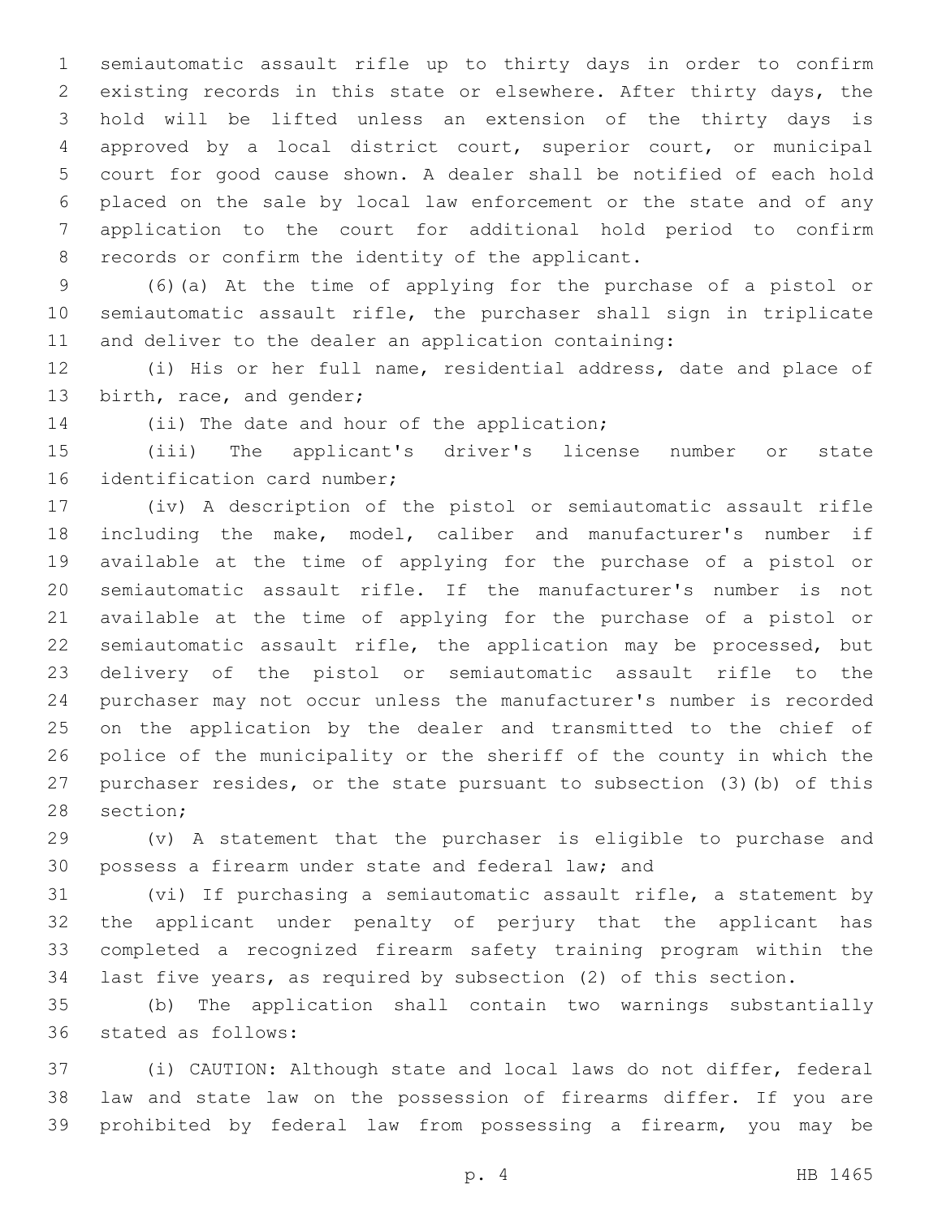semiautomatic assault rifle up to thirty days in order to confirm existing records in this state or elsewhere. After thirty days, the hold will be lifted unless an extension of the thirty days is approved by a local district court, superior court, or municipal court for good cause shown. A dealer shall be notified of each hold placed on the sale by local law enforcement or the state and of any application to the court for additional hold period to confirm records or confirm the identity of the applicant.

(6)(a) At the time of applying for the purchase of a pistol or semiautomatic assault rifle, the purchaser shall sign in triplicate and deliver to the dealer an application containing:

(i) His or her full name, residential address, date and place of birth, race, and gender;

(ii) The date and hour of the application;

(iii) The applicant's driver's license number or state identification card number;

(iv) A description of the pistol or semiautomatic assault rifle including the make, model, caliber and manufacturer's number if available at the time of applying for the purchase of a pistol or semiautomatic assault rifle. If the manufacturer's number is not available at the time of applying for the purchase of a pistol or semiautomatic assault rifle, the application may be processed, but delivery of the pistol or semiautomatic assault rifle to the purchaser may not occur unless the manufacturer's number is recorded on the application by the dealer and transmitted to the chief of police of the municipality or the sheriff of the county in which the purchaser resides, or the state pursuant to subsection (3)(b) of this section;

(v) A statement that the purchaser is eligible to purchase and possess a firearm under state and federal law; and

(vi) If purchasing a semiautomatic assault rifle, a statement by the applicant under penalty of perjury that the applicant has completed a recognized firearm safety training program within the last five years, as required by subsection (2) of this section.

(b) The application shall contain two warnings substantially stated as follows:

(i) CAUTION: Although state and local laws do not differ, federal law and state law on the possession of firearms differ. If you are prohibited by federal law from possessing a firearm, you may be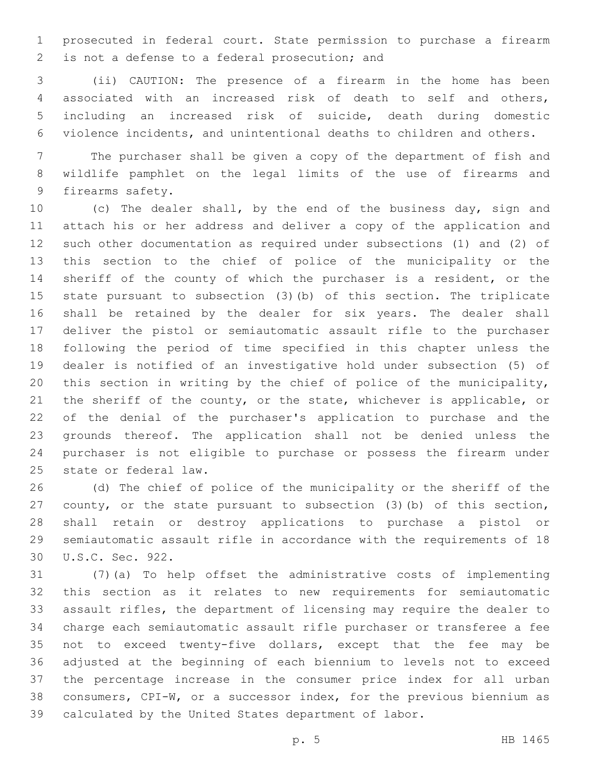prosecuted in federal court. State permission to purchase a firearm is not a defense to a federal prosecution; and

(ii) CAUTION: The presence of a firearm in the home has been associated with an increased risk of death to self and others, including an increased risk of suicide, death during domestic violence incidents, and unintentional deaths to children and others.

The purchaser shall be given a copy of the department of fish and wildlife pamphlet on the legal limits of the use of firearms and firearms safety.

(c) The dealer shall, by the end of the business day, sign and attach his or her address and deliver a copy of the application and such other documentation as required under subsections (1) and (2) of this section to the chief of police of the municipality or the sheriff of the county of which the purchaser is a resident, or the state pursuant to subsection (3)(b) of this section. The triplicate shall be retained by the dealer for six years. The dealer shall deliver the pistol or semiautomatic assault rifle to the purchaser following the period of time specified in this chapter unless the dealer is notified of an investigative hold under subsection (5) of this section in writing by the chief of police of the municipality, the sheriff of the county, or the state, whichever is applicable, or of the denial of the purchaser's application to purchase and the grounds thereof. The application shall not be denied unless the purchaser is not eligible to purchase or possess the firearm under state or federal law.

(d) The chief of police of the municipality or the sheriff of the county, or the state pursuant to subsection (3)(b) of this section, shall retain or destroy applications to purchase a pistol or semiautomatic assault rifle in accordance with the requirements of 18 U.S.C. Sec. 922.

(7)(a) To help offset the administrative costs of implementing this section as it relates to new requirements for semiautomatic assault rifles, the department of licensing may require the dealer to charge each semiautomatic assault rifle purchaser or transferee a fee not to exceed twenty-five dollars, except that the fee may be adjusted at the beginning of each biennium to levels not to exceed the percentage increase in the consumer price index for all urban consumers, CPI-W, or a successor index, for the previous biennium as calculated by the United States department of labor.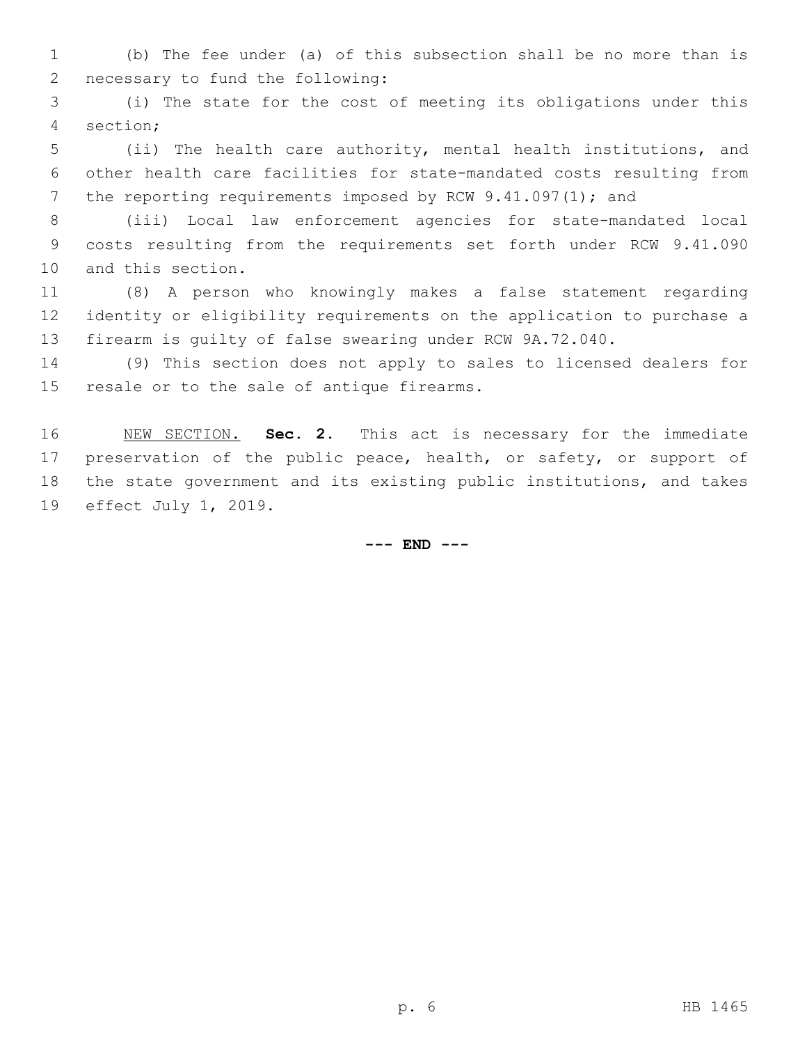(b) The fee under (a) of this subsection shall be no more than is necessary to fund the following:

(i) The state for the cost of meeting its obligations under this section;

(ii) The health care authority, mental health institutions, and other health care facilities for state-mandated costs resulting from the reporting requirements imposed by RCW 9.41.097(1); and

(iii) Local law enforcement agencies for state-mandated local costs resulting from the requirements set forth under RCW 9.41.090 and this section.

(8) A person who knowingly makes a false statement regarding identity or eligibility requirements on the application to purchase a firearm is guilty of false swearing under RCW 9A.72.040.

(9) This section does not apply to sales to licensed dealers for resale or to the sale of antique firearms.

NEW SECTION. **Sec. 2.** This act is necessary for the immediate preservation of the public peace, health, or safety, or support of the state government and its existing public institutions, and takes effect July 1, 2019.

**--- END ---**